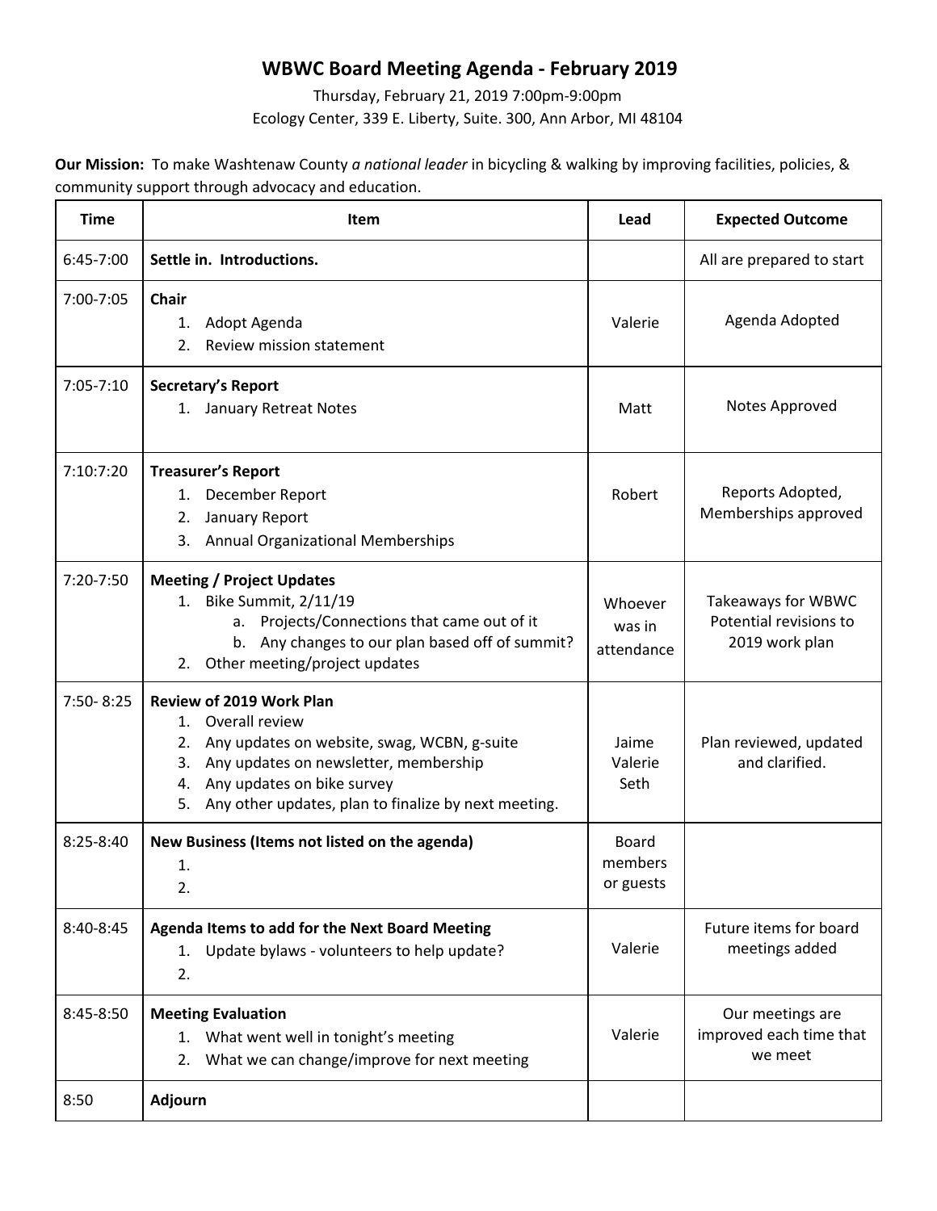# WBWC Board Meeting Agenda - February 2019

Thursday, February 21, 2019 7:00pm-9:00pm
Ecology Center, 339 E. Liberty, Suite. 300, Ann Arbor, MI 48104

**Our Mission:** To make Washtenaw County *a national leader* in bicycling & walking by improving facilities, policies, & community support through advocacy and education.

| Time | Item | Lead | Expected Outcome |
|---|---|---|---|
| 6:45-7:00 | **Settle in. Introductions.** | | All are prepared to start |
| 7:00-7:05 | **Chair**<br>1. Adopt Agenda<br>2. Review mission statement | Valerie | Agenda Adopted |
| 7:05-7:10 | **Secretary's Report**<br>1. January Retreat Notes | Matt | Notes Approved |
| 7:10:7:20 | **Treasurer's Report**<br>1. December Report<br>2. January Report<br>3. Annual Organizational Memberships | Robert | Reports Adopted, Memberships approved |
| 7:20-7:50 | **Meeting / Project Updates**<br>1. Bike Summit, 2/11/19<br>a. Projects/Connections that came out of it<br>b. Any changes to our plan based off of summit?<br>2. Other meeting/project updates | Whoever was in attendance | Takeaways for WBWC Potential revisions to 2019 work plan |
| 7:50- 8:25 | **Review of 2019 Work Plan**<br>1. Overall review<br>2. Any updates on website, swag, WCBN, g-suite<br>3. Any updates on newsletter, membership<br>4. Any updates on bike survey<br>5. Any other updates, plan to finalize by next meeting. | Jaime Valerie Seth | Plan reviewed, updated and clarified. |
| 8:25-8:40 | **New Business (Items not listed on the agenda)**<br>1.<br>2. | Board members or guests | |
| 8:40-8:45 | **Agenda Items to add for the Next Board Meeting**<br>1. Update bylaws - volunteers to help update?<br>2. | Valerie | Future items for board meetings added |
| 8:45-8:50 | **Meeting Evaluation**<br>1. What went well in tonight's meeting<br>2. What we can change/improve for next meeting | Valerie | Our meetings are improved each time that we meet |
| 8:50 | **Adjourn** | | |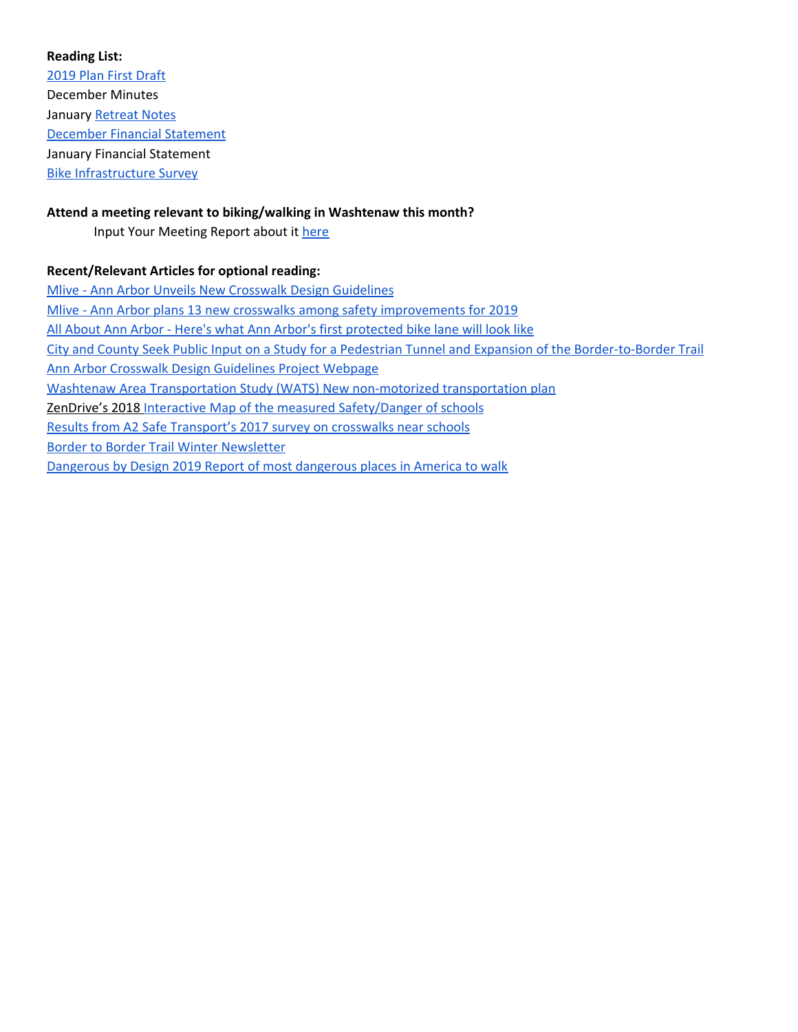**Reading List:**
2019 Plan First Draft
December Minutes
January Retreat Notes
December Financial Statement
January Financial Statement
Bike Infrastructure Survey

**Attend a meeting relevant to biking/walking in Washtenaw this month?**

Input Your Meeting Report about it here

**Recent/Relevant Articles for optional reading:**
Mlive - Ann Arbor Unveils New Crosswalk Design Guidelines
Mlive - Ann Arbor plans 13 new crosswalks among safety improvements for 2019
All About Ann Arbor - Here's what Ann Arbor's first protected bike lane will look like
City and County Seek Public Input on a Study for a Pedestrian Tunnel and Expansion of the Border-to-Border Trail
Ann Arbor Crosswalk Design Guidelines Project Webpage
Washtenaw Area Transportation Study (WATS) New non-motorized transportation plan
ZenDrive's 2018 Interactive Map of the measured Safety/Danger of schools
Results from A2 Safe Transport's 2017 survey on crosswalks near schools
Border to Border Trail Winter Newsletter
Dangerous by Design 2019 Report of most dangerous places in America to walk